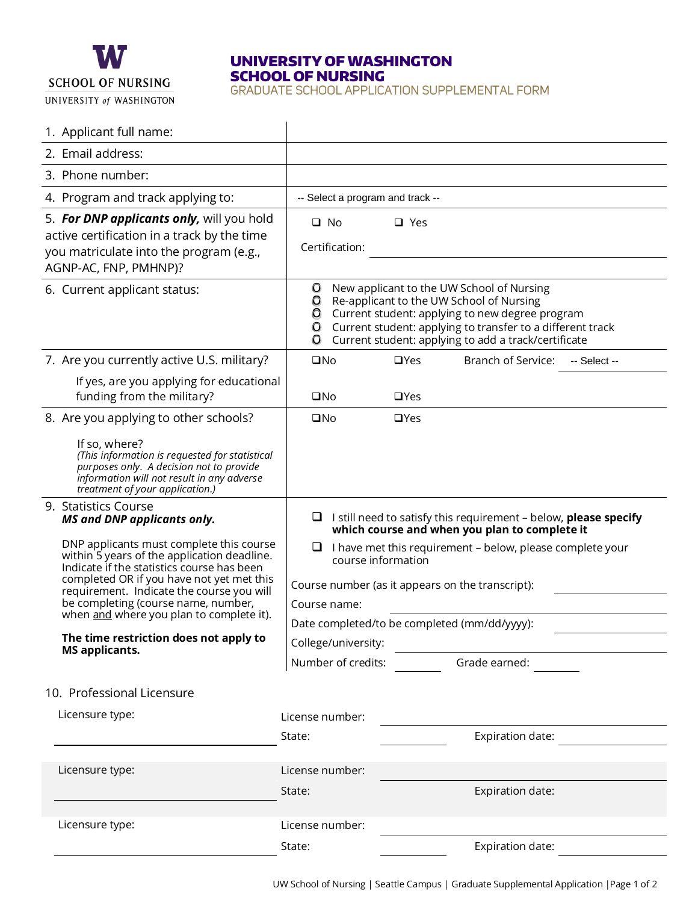SCHOOL OF NURSING
UNIVERSITY *of* WASHINGTON

# UNIVERSITY OF WASHINGTON SCHOOL OF NURSING

## GRADUATE SCHOOL APPLICATION SUPPLEMENTAL FORM

| | |
|---|---|
| 1. Applicant full name: | |
| 2. Email address: | |
| 3. Phone number: | |
| 4. Program and track applying to: | -- Select a program and track -- |
| 5. ***For DNP applicants only,*** will you hold active certification in a track by the time you matriculate into the program (e.g., AGNP-AC, FNP, PMHNP)? | ☐ No ☐ Yes<br>Certification: ______ |
| 6. Current applicant status: | ○ New applicant to the UW School of Nursing<br>○ Re-applicant to the UW School of Nursing<br>○ Current student: applying to new degree program<br>○ Current student: applying to transfer to a different track<br>○ Current student: applying to add a track/certificate |
| 7. Are you currently active U.S. military?<br>If yes, are you applying for educational funding from the military? | ☐No ☐Yes Branch of Service: -- Select --<br>☐No ☐Yes |
| 8. Are you applying to other schools?<br>If so, where?<br>*(This information is requested for statistical purposes only. A decision not to provide information will not result in any adverse treatment of your application.)* | ☐No ☐Yes |
| 9. Statistics Course<br>***MS and DNP applicants only.***<br>DNP applicants must complete this course within 5 years of the application deadline. Indicate if the statistics course has been completed OR if you have not yet met this requirement. Indicate the course you will be completing (course name, number, when and where you plan to complete it).<br>**The time restriction does not apply to MS applicants.** | ☐ I still need to satisfy this requirement – below, **please specify which course and when you plan to complete it**<br>☐ I have met this requirement – below, please complete your course information<br>Course number (as it appears on the transcript): ______<br>Course name: ______<br>Date completed/to be completed (mm/dd/yyyy): ______<br>College/university: ______<br>Number of credits: ______ Grade earned: ______ |

10. Professional Licensure

| Licensure type: | | | |
|---|---|---|---|
| ______ | License number: ______ | State: ______ | Expiration date: ______ |
| ______ | License number: ______ | State: ______ | Expiration date: ______ |
| ______ | License number: ______ | State: ______ | Expiration date: ______ |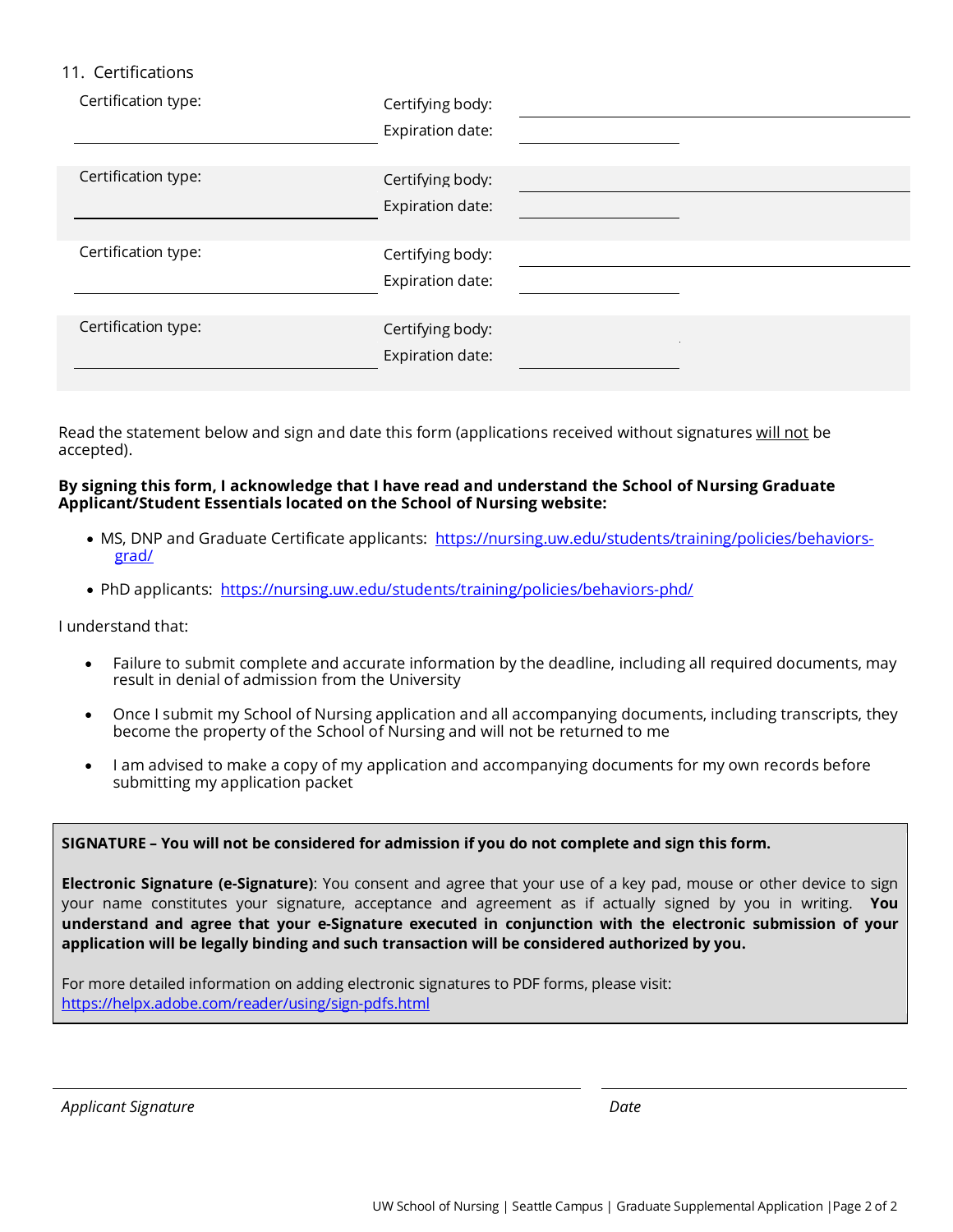11. Certifications

Certification type: ____________________ Certifying body: ____________________ Expiration date: ____________

Certification type: ____________________ Certifying body: ____________________ Expiration date: ____________

Certification type: ____________________ Certifying body: ____________________ Expiration date: ____________

Certification type: ____________________ Certifying body: ____________________ Expiration date: ____________

Read the statement below and sign and date this form (applications received without signatures <u>will not</u> be accepted).

**By signing this form, I acknowledge that I have read and understand the School of Nursing Graduate Applicant/Student Essentials located on the School of Nursing website:**

- MS, DNP and Graduate Certificate applicants: https://nursing.uw.edu/students/training/policies/behaviors-grad/
- PhD applicants: https://nursing.uw.edu/students/training/policies/behaviors-phd/

I understand that:

- Failure to submit complete and accurate information by the deadline, including all required documents, may result in denial of admission from the University
- Once I submit my School of Nursing application and all accompanying documents, including transcripts, they become the property of the School of Nursing and will not be returned to me
- I am advised to make a copy of my application and accompanying documents for my own records before submitting my application packet

**SIGNATURE – You will not be considered for admission if you do not complete and sign this form.**

**Electronic Signature (e-Signature)**: You consent and agree that your use of a key pad, mouse or other device to sign your name constitutes your signature, acceptance and agreement as if actually signed by you in writing. **You understand and agree that your e-Signature executed in conjunction with the electronic submission of your application will be legally binding and such transaction will be considered authorized by you.**

For more detailed information on adding electronic signatures to PDF forms, please visit: https://helpx.adobe.com/reader/using/sign-pdfs.html

_______________________________________ _______________________

*Applicant Signature* *Date*